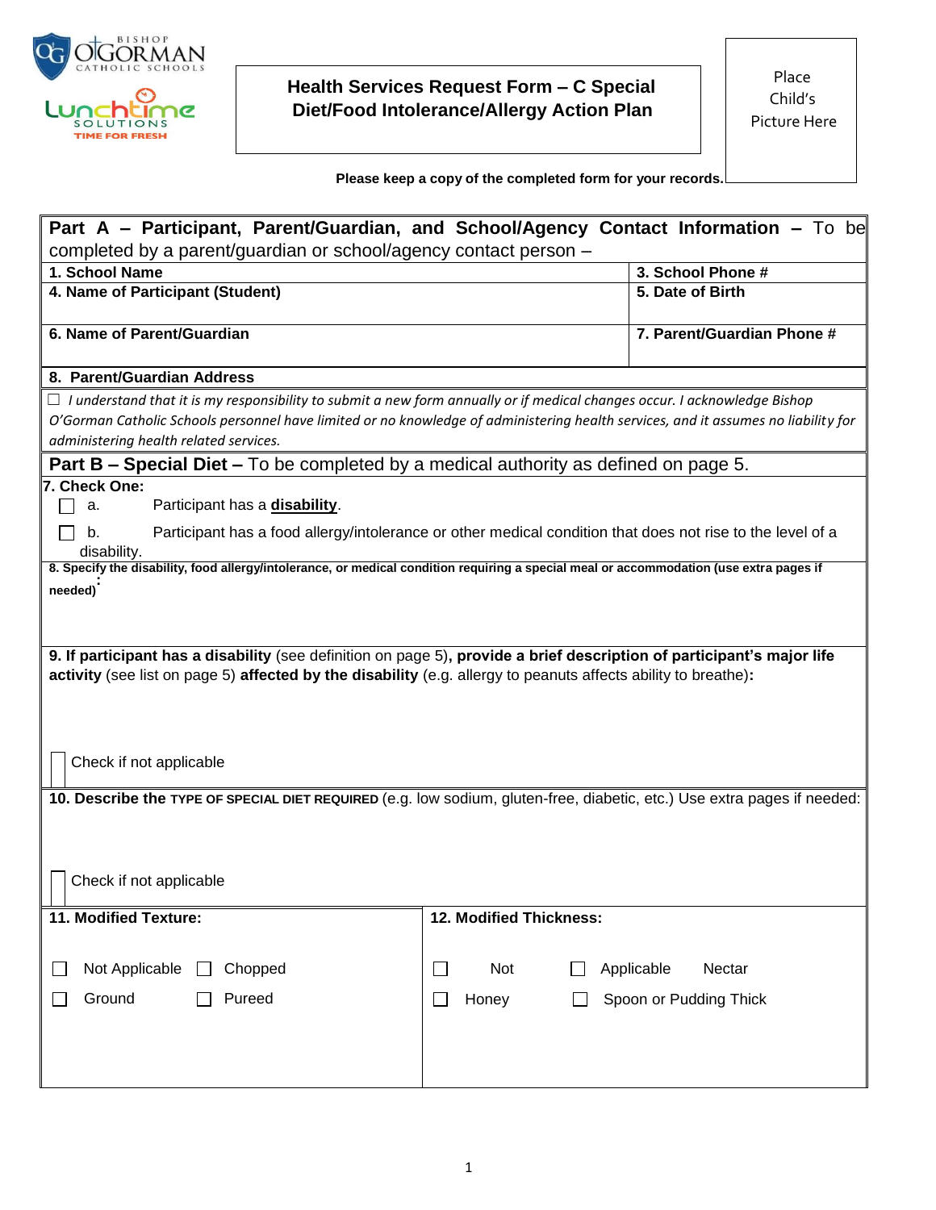BISHOP O'GORMAN CATHOLIC SCHOOLS

Lunchtime SOLUTIONS TIME FOR FRESH

# Health Services Request Form – C Special Diet/Food Intolerance/Allergy Action Plan

Place Child's Picture Here

**Please keep a copy of the completed form for your records.**

## Part A – Participant, Parent/Guardian, and School/Agency Contact Information – To be completed by a parent/guardian or school/agency contact person –

| | |
|---|---|
| **1. School Name** | **3. School Phone #** |
| **4. Name of Participant (Student)** | **5. Date of Birth** |
| **6. Name of Parent/Guardian** | **7. Parent/Guardian Phone #** |
| **8. Parent/Guardian Address** | |

☐ *I understand that it is my responsibility to submit a new form annually or if medical changes occur. I acknowledge Bishop O'Gorman Catholic Schools personnel have limited or no knowledge of administering health services, and it assumes no liability for administering health related services.*

## Part B – Special Diet – To be completed by a medical authority as defined on page 5.

**7. Check One:**

☐ a. Participant has a **disability**.

☐ b. Participant has a food allergy/intolerance or other medical condition that does not rise to the level of a disability.

**8. Specify the disability, food allergy/intolerance, or medical condition requiring a special meal or accommodation (use extra pages if needed):**

**9. If participant has a disability** (see definition on page 5)**, provide a brief description of participant's major life activity** (see list on page 5) **affected by the disability** (e.g. allergy to peanuts affects ability to breathe)**:**

☐ Check if not applicable

**10. Describe the TYPE OF SPECIAL DIET REQUIRED** (e.g. low sodium, gluten-free, diabetic, etc.) Use extra pages if needed:

☐ Check if not applicable

| **11. Modified Texture:** | **12. Modified Thickness:** |
|---|---|
| ☐ Not Applicable ☐ Chopped | ☐ Not Applicable ☐ Nectar |
| ☐ Ground ☐ Pureed | ☐ Honey ☐ Spoon or Pudding Thick |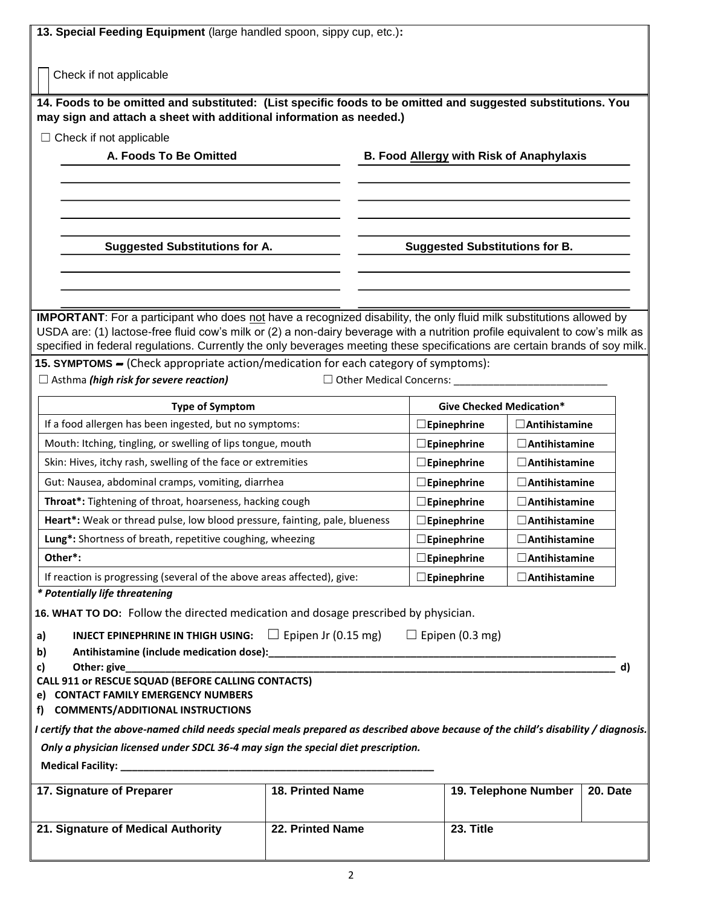**13. Special Feeding Equipment** (large handled spoon, sippy cup, etc.)**:**

☐ Check if not applicable

**14. Foods to be omitted and substituted: (List specific foods to be omitted and suggested substitutions. You may sign and attach a sheet with additional information as needed.)**

☐ Check if not applicable

| A. Foods To Be Omitted | B. Food Allergy with Risk of Anaphylaxis |
|---|---|
| | |
| | |
| | |
| | |

| Suggested Substitutions for A. | Suggested Substitutions for B. |
|---|---|
| | |
| | |
| | |

**IMPORTANT**: For a participant who does not have a recognized disability, the only fluid milk substitutions allowed by USDA are: (1) lactose-free fluid cow's milk or (2) a non-dairy beverage with a nutrition profile equivalent to cow's milk as specified in federal regulations. Currently the only beverages meeting these specifications are certain brands of soy milk.

**15. SYMPTOMS** – (Check appropriate action/medication for each category of symptoms):

☐ Asthma ***(high risk for severe reaction)*** ☐ Other Medical Concerns: ___________________________

| Type of Symptom | Give Checked Medication* | |
|---|---|---|
| If a food allergen has been ingested, but no symptoms: | ☐**Epinephrine** | ☐**Antihistamine** |
| Mouth: Itching, tingling, or swelling of lips tongue, mouth | ☐**Epinephrine** | ☐**Antihistamine** |
| Skin: Hives, itchy rash, swelling of the face or extremities | ☐**Epinephrine** | ☐**Antihistamine** |
| Gut: Nausea, abdominal cramps, vomiting, diarrhea | ☐**Epinephrine** | ☐**Antihistamine** |
| **Throat*:** Tightening of throat, hoarseness, hacking cough | ☐**Epinephrine** | ☐**Antihistamine** |
| **Heart*:** Weak or thread pulse, low blood pressure, fainting, pale, blueness | ☐**Epinephrine** | ☐**Antihistamine** |
| **Lung*:** Shortness of breath, repetitive coughing, wheezing | ☐**Epinephrine** | ☐**Antihistamine** |
| **Other*:** | ☐**Epinephrine** | ☐**Antihistamine** |
| If reaction is progressing (several of the above areas affected), give: | ☐**Epinephrine** | ☐**Antihistamine** |

***\* Potentially life threatening***

**16. WHAT TO DO:** Follow the directed medication and dosage prescribed by physician.

**a) INJECT EPINEPHRINE IN THIGH USING:** ☐ Epipen Jr (0.15 mg) ☐ Epipen (0.3 mg)

**b) Antihistamine (include medication dose):**_______________________________________________

**c) Other: give**_______________________________________________ **d)**

**CALL 911 or RESCUE SQUAD (BEFORE CALLING CONTACTS)**

**e) CONTACT FAMILY EMERGENCY NUMBERS**

**f) COMMENTS/ADDITIONAL INSTRUCTIONS**

***I certify that the above-named child needs special meals prepared as described above because of the child's disability / diagnosis.***

***Only a physician licensed under SDCL 36-4 may sign the special diet prescription.***

**Medical Facility:** ___________________________________________

| 17. Signature of Preparer | 18. Printed Name | 19. Telephone Number | 20. Date |
|---|---|---|---|
| **21. Signature of Medical Authority** | **22. Printed Name** | **23. Title** | |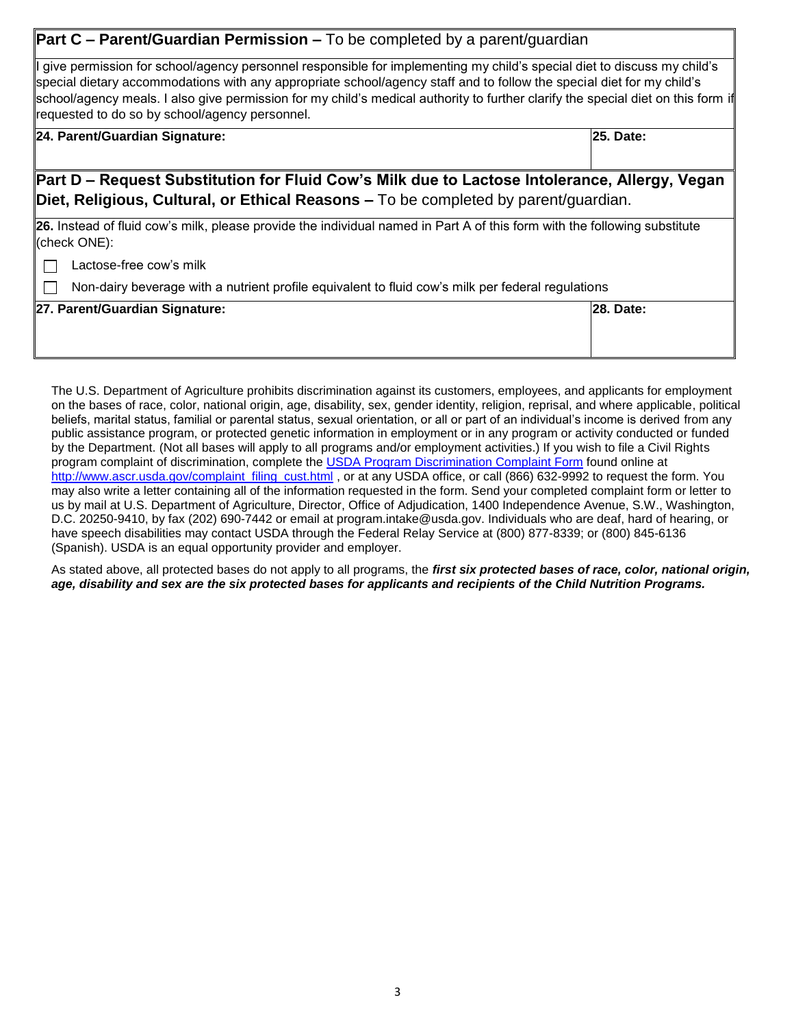## Part C – Parent/Guardian Permission – To be completed by a parent/guardian

I give permission for school/agency personnel responsible for implementing my child's special diet to discuss my child's special dietary accommodations with any appropriate school/agency staff and to follow the special diet for my child's school/agency meals. I also give permission for my child's medical authority to further clarify the special diet on this form if requested to do so by school/agency personnel.

| **24. Parent/Guardian Signature:** | **25. Date:** |
|---|---|
| | |

## Part D – Request Substitution for Fluid Cow's Milk due to Lactose Intolerance, Allergy, Vegan Diet, Religious, Cultural, or Ethical Reasons – To be completed by parent/guardian.

**26.** Instead of fluid cow's milk, please provide the individual named in Part A of this form with the following substitute (check ONE):

- ☐ Lactose-free cow's milk
- ☐ Non-dairy beverage with a nutrient profile equivalent to fluid cow's milk per federal regulations

| **27. Parent/Guardian Signature:** | **28. Date:** |
|---|---|
| | |

The U.S. Department of Agriculture prohibits discrimination against its customers, employees, and applicants for employment on the bases of race, color, national origin, age, disability, sex, gender identity, religion, reprisal, and where applicable, political beliefs, marital status, familial or parental status, sexual orientation, or all or part of an individual's income is derived from any public assistance program, or protected genetic information in employment or in any program or activity conducted or funded by the Department. (Not all bases will apply to all programs and/or employment activities.) If you wish to file a Civil Rights program complaint of discrimination, complete the USDA Program Discrimination Complaint Form found online at http://www.ascr.usda.gov/complaint_filing_cust.html , or at any USDA office, or call (866) 632-9992 to request the form. You may also write a letter containing all of the information requested in the form. Send your completed complaint form or letter to us by mail at U.S. Department of Agriculture, Director, Office of Adjudication, 1400 Independence Avenue, S.W., Washington, D.C. 20250-9410, by fax (202) 690-7442 or email at program.intake@usda.gov. Individuals who are deaf, hard of hearing, or have speech disabilities may contact USDA through the Federal Relay Service at (800) 877-8339; or (800) 845-6136 (Spanish). USDA is an equal opportunity provider and employer.

As stated above, all protected bases do not apply to all programs, the ***first six protected bases of race, color, national origin, age, disability and sex are the six protected bases for applicants and recipients of the Child Nutrition Programs.***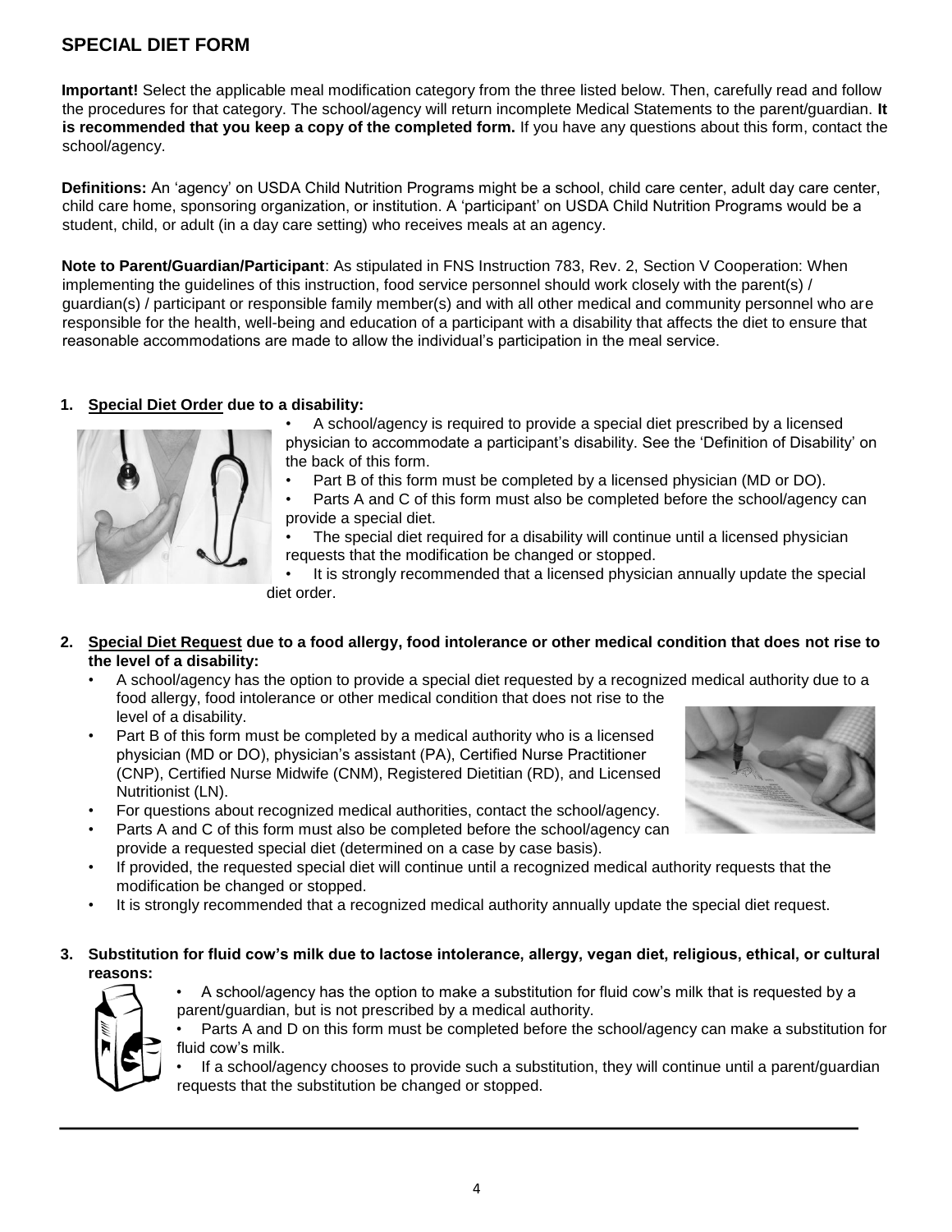## SPECIAL DIET FORM

**Important!** Select the applicable meal modification category from the three listed below. Then, carefully read and follow the procedures for that category. The school/agency will return incomplete Medical Statements to the parent/guardian. **It is recommended that you keep a copy of the completed form.** If you have any questions about this form, contact the school/agency.

**Definitions:** An 'agency' on USDA Child Nutrition Programs might be a school, child care center, adult day care center, child care home, sponsoring organization, or institution. A 'participant' on USDA Child Nutrition Programs would be a student, child, or adult (in a day care setting) who receives meals at an agency.

**Note to Parent/Guardian/Participant**: As stipulated in FNS Instruction 783, Rev. 2, Section V Cooperation: When implementing the guidelines of this instruction, food service personnel should work closely with the parent(s) / guardian(s) / participant or responsible family member(s) and with all other medical and community personnel who are responsible for the health, well-being and education of a participant with a disability that affects the diet to ensure that reasonable accommodations are made to allow the individual's participation in the meal service.

**1. Special Diet Order due to a disability:**

- A school/agency is required to provide a special diet prescribed by a licensed physician to accommodate a participant's disability. See the 'Definition of Disability' on the back of this form.
- Part B of this form must be completed by a licensed physician (MD or DO).
- Parts A and C of this form must also be completed before the school/agency can provide a special diet.
- The special diet required for a disability will continue until a licensed physician requests that the modification be changed or stopped.
- It is strongly recommended that a licensed physician annually update the special diet order.

**2. Special Diet Request due to a food allergy, food intolerance or other medical condition that does not rise to the level of a disability:**

- A school/agency has the option to provide a special diet requested by a recognized medical authority due to a food allergy, food intolerance or other medical condition that does not rise to the level of a disability.
- Part B of this form must be completed by a medical authority who is a licensed physician (MD or DO), physician's assistant (PA), Certified Nurse Practitioner (CNP), Certified Nurse Midwife (CNM), Registered Dietitian (RD), and Licensed Nutritionist (LN).
- For questions about recognized medical authorities, contact the school/agency.
- Parts A and C of this form must also be completed before the school/agency can provide a requested special diet (determined on a case by case basis).
- If provided, the requested special diet will continue until a recognized medical authority requests that the modification be changed or stopped.
- It is strongly recommended that a recognized medical authority annually update the special diet request.

**3. Substitution for fluid cow's milk due to lactose intolerance, allergy, vegan diet, religious, ethical, or cultural reasons:**

- A school/agency has the option to make a substitution for fluid cow's milk that is requested by a parent/guardian, but is not prescribed by a medical authority.
- Parts A and D on this form must be completed before the school/agency can make a substitution for fluid cow's milk.
- If a school/agency chooses to provide such a substitution, they will continue until a parent/guardian requests that the substitution be changed or stopped.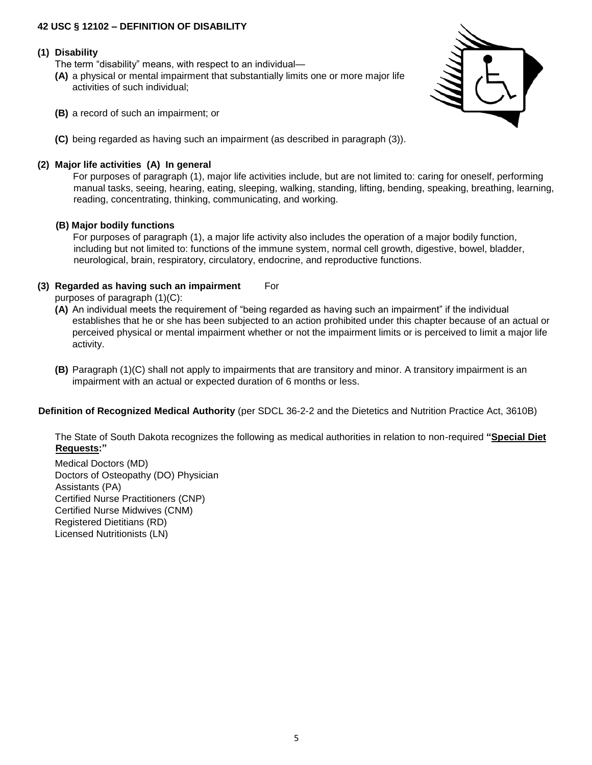**42 USC § 12102 – DEFINITION OF DISABILITY**

**(1) Disability**

The term "disability" means, with respect to an individual—

**(A)** a physical or mental impairment that substantially limits one or more major life activities of such individual;

**(B)** a record of such an impairment; or

**(C)** being regarded as having such an impairment (as described in paragraph (3)).

**(2) Major life activities (A) In general**

For purposes of paragraph (1), major life activities include, but are not limited to: caring for oneself, performing manual tasks, seeing, hearing, eating, sleeping, walking, standing, lifting, bending, speaking, breathing, learning, reading, concentrating, thinking, communicating, and working.

**(B) Major bodily functions**

For purposes of paragraph (1), a major life activity also includes the operation of a major bodily function, including but not limited to: functions of the immune system, normal cell growth, digestive, bowel, bladder, neurological, brain, respiratory, circulatory, endocrine, and reproductive functions.

**(3) Regarded as having such an impairment** For purposes of paragraph (1)(C):

**(A)** An individual meets the requirement of "being regarded as having such an impairment" if the individual establishes that he or she has been subjected to an action prohibited under this chapter because of an actual or perceived physical or mental impairment whether or not the impairment limits or is perceived to limit a major life activity.

**(B)** Paragraph (1)(C) shall not apply to impairments that are transitory and minor. A transitory impairment is an impairment with an actual or expected duration of 6 months or less.

**Definition of Recognized Medical Authority** (per SDCL 36-2-2 and the Dietetics and Nutrition Practice Act, 3610B)

The State of South Dakota recognizes the following as medical authorities in relation to non-required **"<u>Special Diet Requests</u>:"**

Medical Doctors (MD)
Doctors of Osteopathy (DO) Physician
Assistants (PA)
Certified Nurse Practitioners (CNP)
Certified Nurse Midwives (CNM)
Registered Dietitians (RD)
Licensed Nutritionists (LN)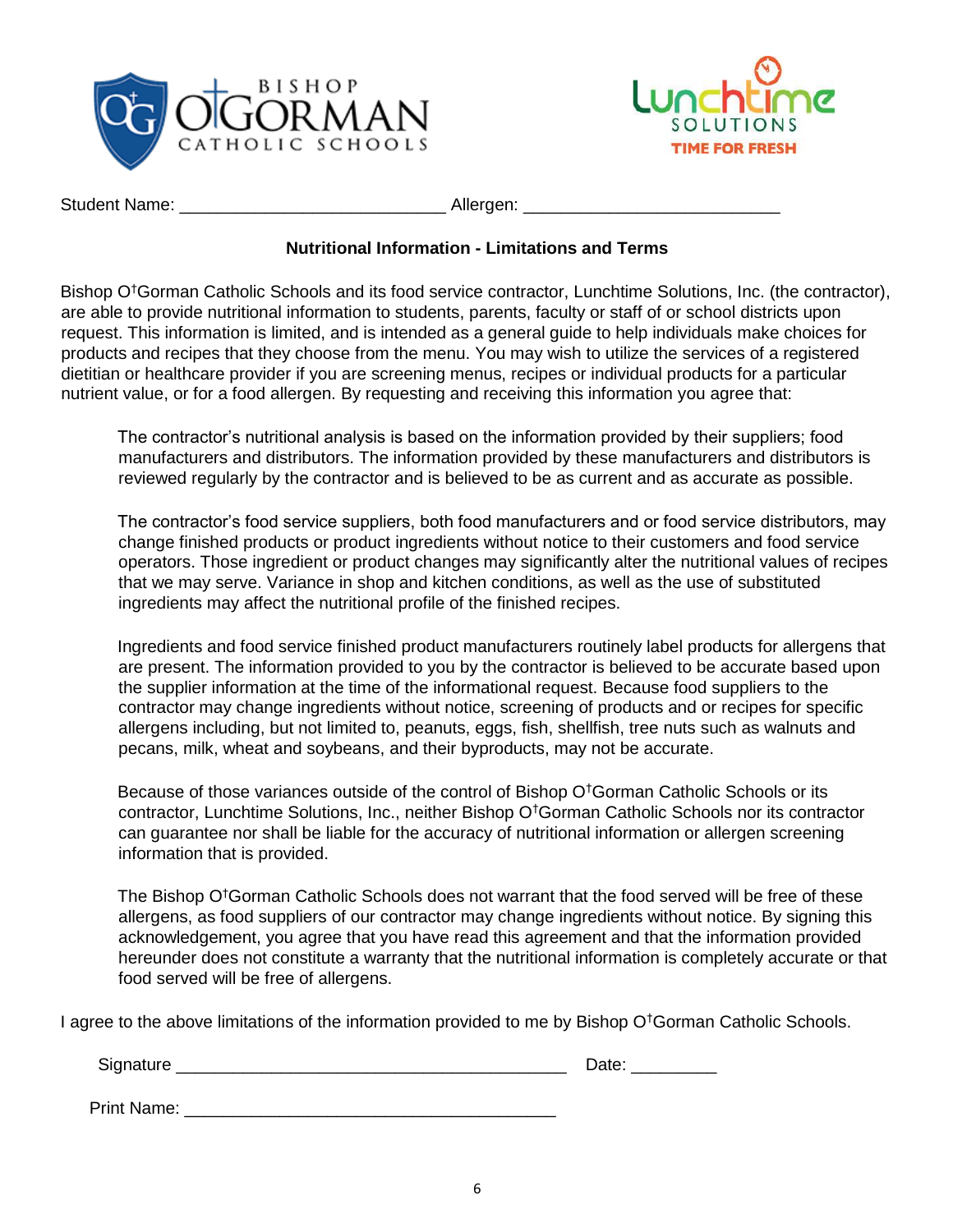Student Name: ___________________________ Allergen: __________________________

**Nutritional Information - Limitations and Terms**

Bishop O†Gorman Catholic Schools and its food service contractor, Lunchtime Solutions, Inc. (the contractor), are able to provide nutritional information to students, parents, faculty or staff of or school districts upon request. This information is limited, and is intended as a general guide to help individuals make choices for products and recipes that they choose from the menu. You may wish to utilize the services of a registered dietitian or healthcare provider if you are screening menus, recipes or individual products for a particular nutrient value, or for a food allergen. By requesting and receiving this information you agree that:

The contractor's nutritional analysis is based on the information provided by their suppliers; food manufacturers and distributors. The information provided by these manufacturers and distributors is reviewed regularly by the contractor and is believed to be as current and as accurate as possible.

The contractor's food service suppliers, both food manufacturers and or food service distributors, may change finished products or product ingredients without notice to their customers and food service operators. Those ingredient or product changes may significantly alter the nutritional values of recipes that we may serve. Variance in shop and kitchen conditions, as well as the use of substituted ingredients may affect the nutritional profile of the finished recipes.

Ingredients and food service finished product manufacturers routinely label products for allergens that are present. The information provided to you by the contractor is believed to be accurate based upon the supplier information at the time of the informational request. Because food suppliers to the contractor may change ingredients without notice, screening of products and or recipes for specific allergens including, but not limited to, peanuts, eggs, fish, shellfish, tree nuts such as walnuts and pecans, milk, wheat and soybeans, and their byproducts, may not be accurate.

Because of those variances outside of the control of Bishop O†Gorman Catholic Schools or its contractor, Lunchtime Solutions, Inc., neither Bishop O†Gorman Catholic Schools nor its contractor can guarantee nor shall be liable for the accuracy of nutritional information or allergen screening information that is provided.

The Bishop O†Gorman Catholic Schools does not warrant that the food served will be free of these allergens, as food suppliers of our contractor may change ingredients without notice. By signing this acknowledgement, you agree that you have read this agreement and that the information provided hereunder does not constitute a warranty that the nutritional information is completely accurate or that food served will be free of allergens.

I agree to the above limitations of the information provided to me by Bishop O†Gorman Catholic Schools.

Signature __________________________________________ Date: _________

Print Name: ________________________________________